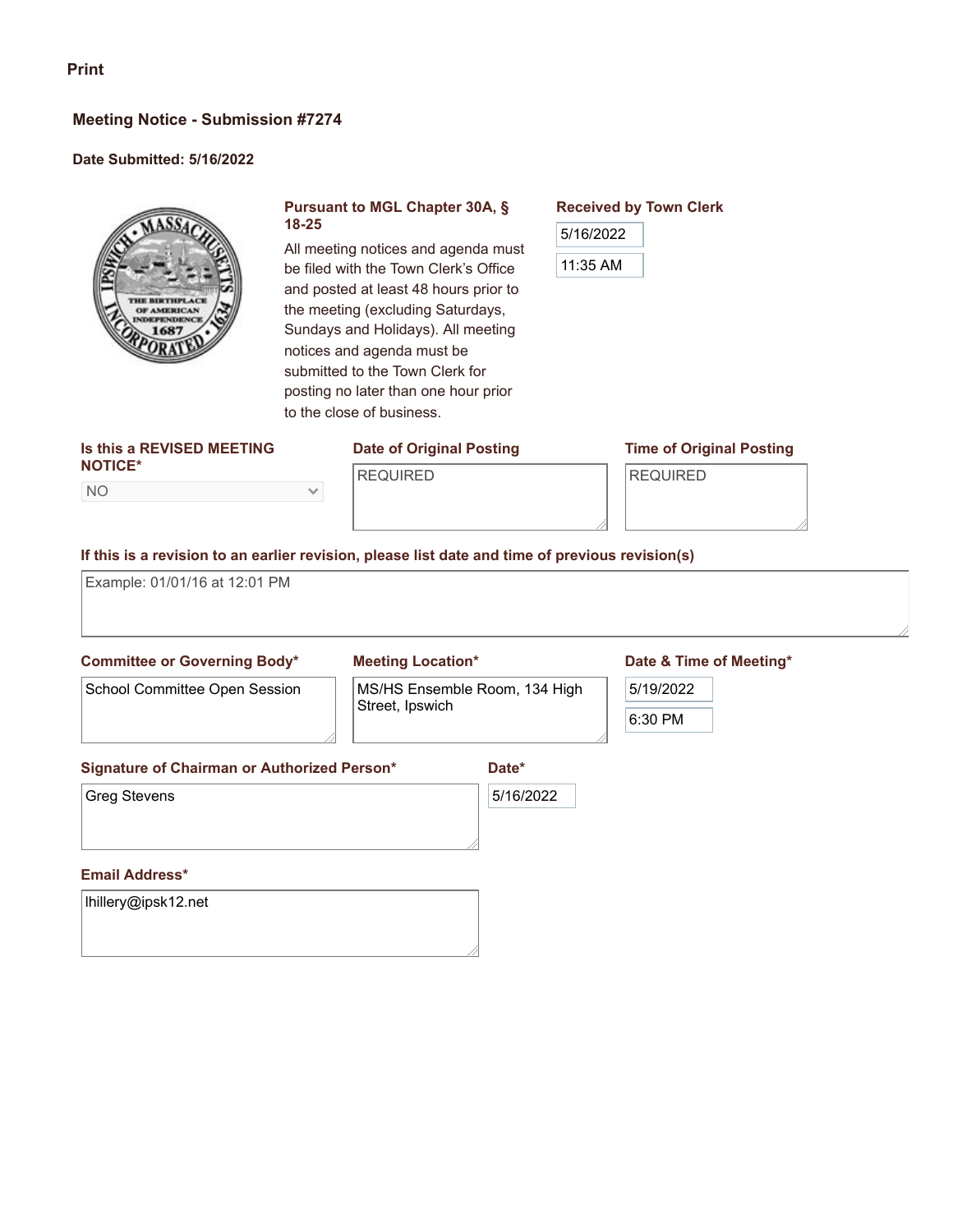Print

## Meeting Notice - Submission #7274

**Date Submitted: 5/16/2022**

**Pursuant to MGL Chapter 30A, § 18-25**

All meeting notices and agenda must be filed with the Town Clerk's Office and posted at least 48 hours prior to the meeting (excluding Saturdays, Sundays and Holidays). All meeting notices and agenda must be submitted to the Town Clerk for posting no later than one hour prior to the close of business.

**Received by Town Clerk**

5/16/2022

11:35 AM

**Is this a REVISED MEETING NOTICE\***

NO

**Date of Original Posting**

REQUIRED

**Time of Original Posting**

REQUIRED

**If this is a revision to an earlier revision, please list date and time of previous revision(s)**

Example: 01/01/16 at 12:01 PM

**Committee or Governing Body\***

School Committee Open Session

**Meeting Location\***

MS/HS Ensemble Room, 134 High Street, Ipswich

**Date & Time of Meeting\***

5/19/2022

6:30 PM

**Signature of Chairman or Authorized Person\***

Greg Stevens

**Date\***

5/16/2022

**Email Address\***

lhillery@ipsk12.net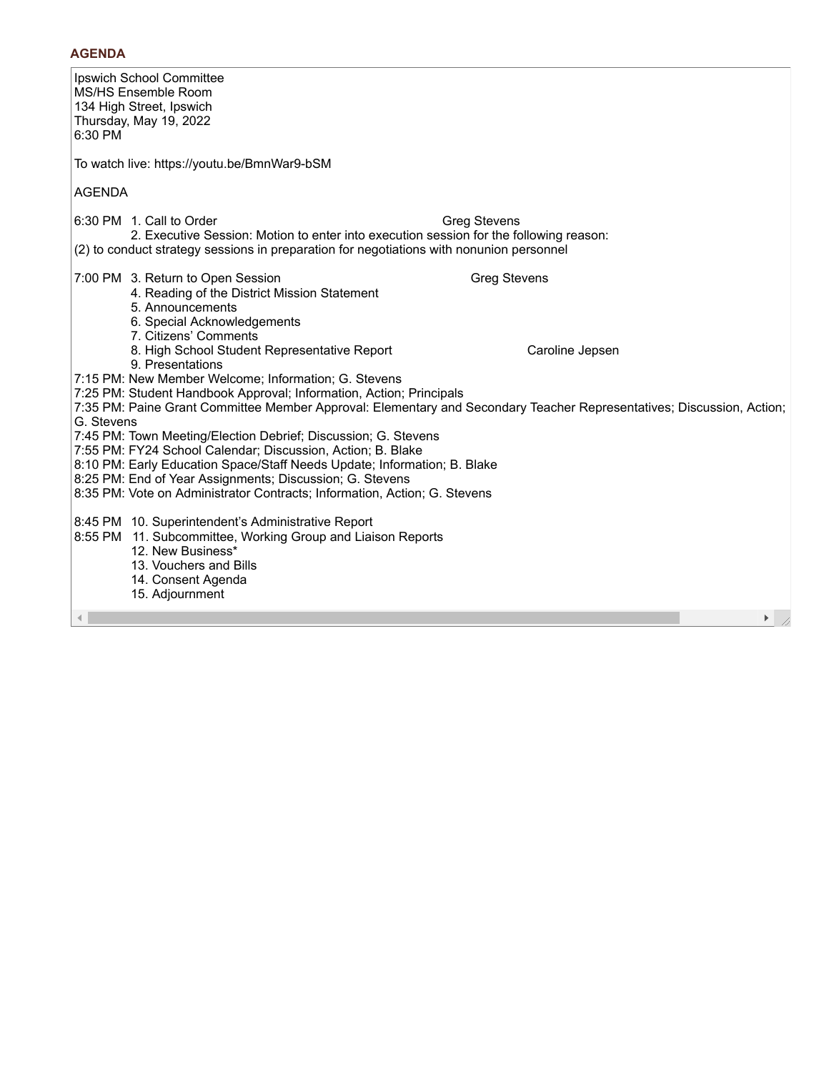## AGENDA

Ipswich School Committee
MS/HS Ensemble Room
134 High Street, Ipswich
Thursday, May 19, 2022
6:30 PM

To watch live: https://youtu.be/BmnWar9-bSM

AGENDA

6:30 PM 1. Call to Order — Greg Stevens
2. Executive Session: Motion to enter into execution session for the following reason:
(2) to conduct strategy sessions in preparation for negotiations with nonunion personnel

7:00 PM 3. Return to Open Session — Greg Stevens
4. Reading of the District Mission Statement
5. Announcements
6. Special Acknowledgements
7. Citizens' Comments
8. High School Student Representative Report — Caroline Jepsen
9. Presentations

7:15 PM: New Member Welcome; Information; G. Stevens
7:25 PM: Student Handbook Approval; Information, Action; Principals
7:35 PM: Paine Grant Committee Member Approval: Elementary and Secondary Teacher Representatives; Discussion, Action; G. Stevens
7:45 PM: Town Meeting/Election Debrief; Discussion; G. Stevens
7:55 PM: FY24 School Calendar; Discussion, Action; B. Blake
8:10 PM: Early Education Space/Staff Needs Update; Information; B. Blake
8:25 PM: End of Year Assignments; Discussion; G. Stevens
8:35 PM: Vote on Administrator Contracts; Information, Action; G. Stevens

8:45 PM 10. Superintendent's Administrative Report
8:55 PM 11. Subcommittee, Working Group and Liaison Reports
12. New Business*
13. Vouchers and Bills
14. Consent Agenda
15. Adjournment